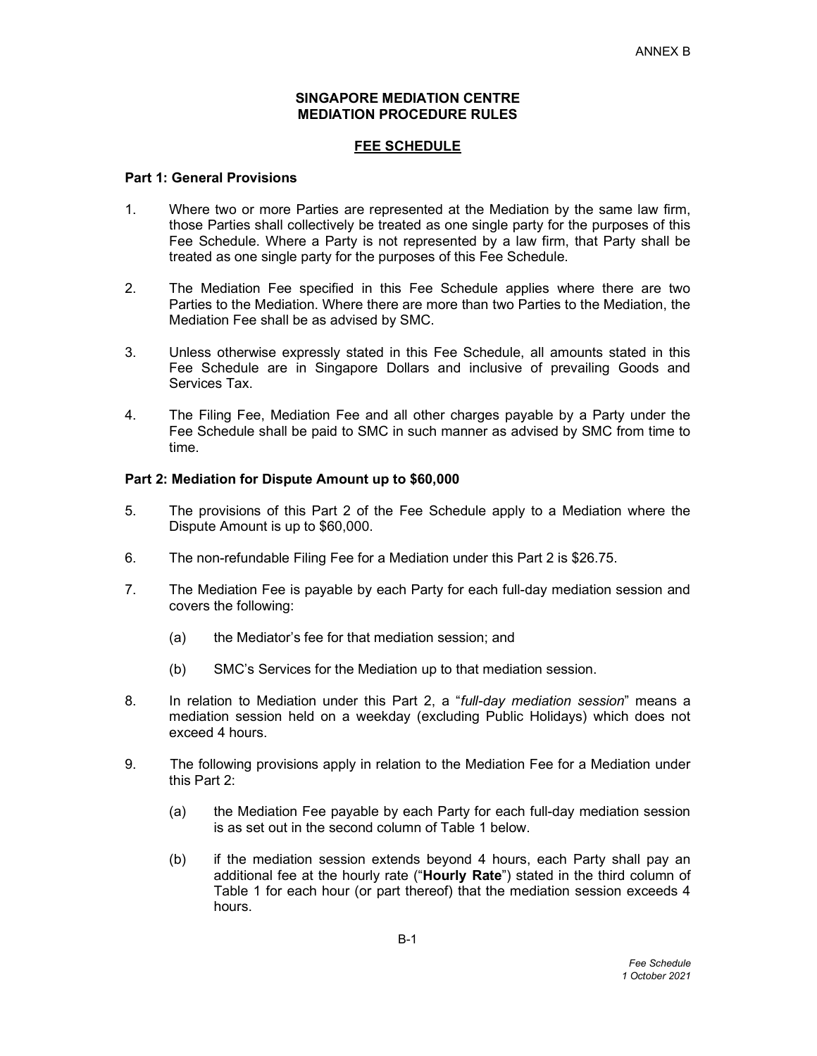ANNEX B

**SINGAPORE MEDIATION CENTRE**
**MEDIATION PROCEDURE RULES**

**FEE SCHEDULE**

**Part 1: General Provisions**

1. Where two or more Parties are represented at the Mediation by the same law firm, those Parties shall collectively be treated as one single party for the purposes of this Fee Schedule. Where a Party is not represented by a law firm, that Party shall be treated as one single party for the purposes of this Fee Schedule.

2. The Mediation Fee specified in this Fee Schedule applies where there are two Parties to the Mediation. Where there are more than two Parties to the Mediation, the Mediation Fee shall be as advised by SMC.

3. Unless otherwise expressly stated in this Fee Schedule, all amounts stated in this Fee Schedule are in Singapore Dollars and inclusive of prevailing Goods and Services Tax.

4. The Filing Fee, Mediation Fee and all other charges payable by a Party under the Fee Schedule shall be paid to SMC in such manner as advised by SMC from time to time.

**Part 2: Mediation for Dispute Amount up to $60,000**

5. The provisions of this Part 2 of the Fee Schedule apply to a Mediation where the Dispute Amount is up to $60,000.

6. The non-refundable Filing Fee for a Mediation under this Part 2 is $26.75.

7. The Mediation Fee is payable by each Party for each full-day mediation session and covers the following:

   (a) the Mediator's fee for that mediation session; and

   (b) SMC's Services for the Mediation up to that mediation session.

8. In relation to Mediation under this Part 2, a "*full-day mediation session*" means a mediation session held on a weekday (excluding Public Holidays) which does not exceed 4 hours.

9. The following provisions apply in relation to the Mediation Fee for a Mediation under this Part 2:

   (a) the Mediation Fee payable by each Party for each full-day mediation session is as set out in the second column of Table 1 below.

   (b) if the mediation session extends beyond 4 hours, each Party shall pay an additional fee at the hourly rate ("**Hourly Rate**") stated in the third column of Table 1 for each hour (or part thereof) that the mediation session exceeds 4 hours.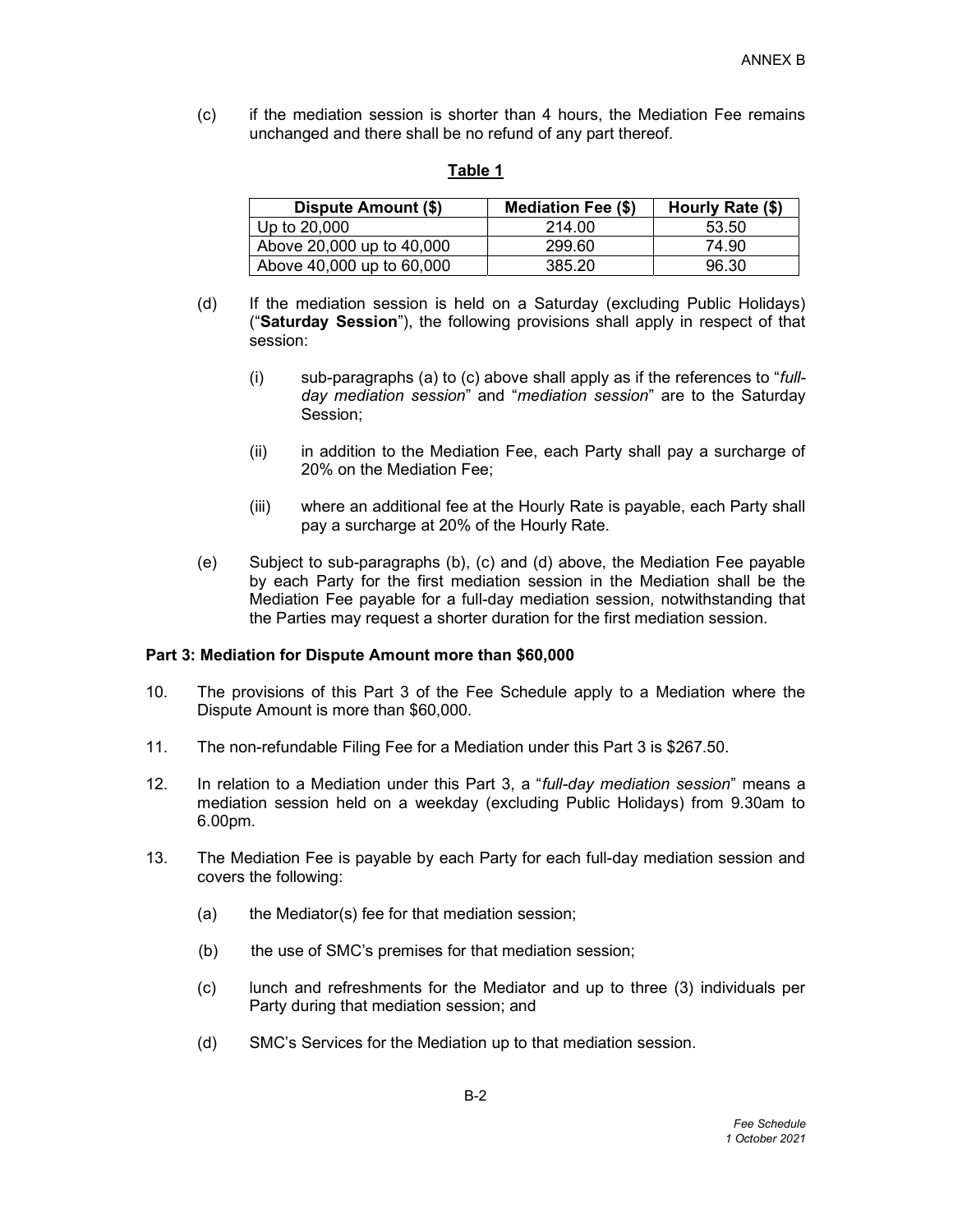(c) if the mediation session is shorter than 4 hours, the Mediation Fee remains unchanged and there shall be no refund of any part thereof.

**Table 1**

| Dispute Amount ($) | Mediation Fee ($) | Hourly Rate ($) |
|---|---|---|
| Up to 20,000 | 214.00 | 53.50 |
| Above 20,000 up to 40,000 | 299.60 | 74.90 |
| Above 40,000 up to 60,000 | 385.20 | 96.30 |

(d) If the mediation session is held on a Saturday (excluding Public Holidays) ("**Saturday Session**"), the following provisions shall apply in respect of that session:

(i) sub-paragraphs (a) to (c) above shall apply as if the references to "*full-day mediation session*" and "*mediation session*" are to the Saturday Session;

(ii) in addition to the Mediation Fee, each Party shall pay a surcharge of 20% on the Mediation Fee;

(iii) where an additional fee at the Hourly Rate is payable, each Party shall pay a surcharge at 20% of the Hourly Rate.

(e) Subject to sub-paragraphs (b), (c) and (d) above, the Mediation Fee payable by each Party for the first mediation session in the Mediation shall be the Mediation Fee payable for a full-day mediation session, notwithstanding that the Parties may request a shorter duration for the first mediation session.

**Part 3: Mediation for Dispute Amount more than $60,000**

10. The provisions of this Part 3 of the Fee Schedule apply to a Mediation where the Dispute Amount is more than $60,000.

11. The non-refundable Filing Fee for a Mediation under this Part 3 is $267.50.

12. In relation to a Mediation under this Part 3, a "*full-day mediation session*" means a mediation session held on a weekday (excluding Public Holidays) from 9.30am to 6.00pm.

13. The Mediation Fee is payable by each Party for each full-day mediation session and covers the following:

(a) the Mediator(s) fee for that mediation session;

(b) the use of SMC's premises for that mediation session;

(c) lunch and refreshments for the Mediator and up to three (3) individuals per Party during that mediation session; and

(d) SMC's Services for the Mediation up to that mediation session.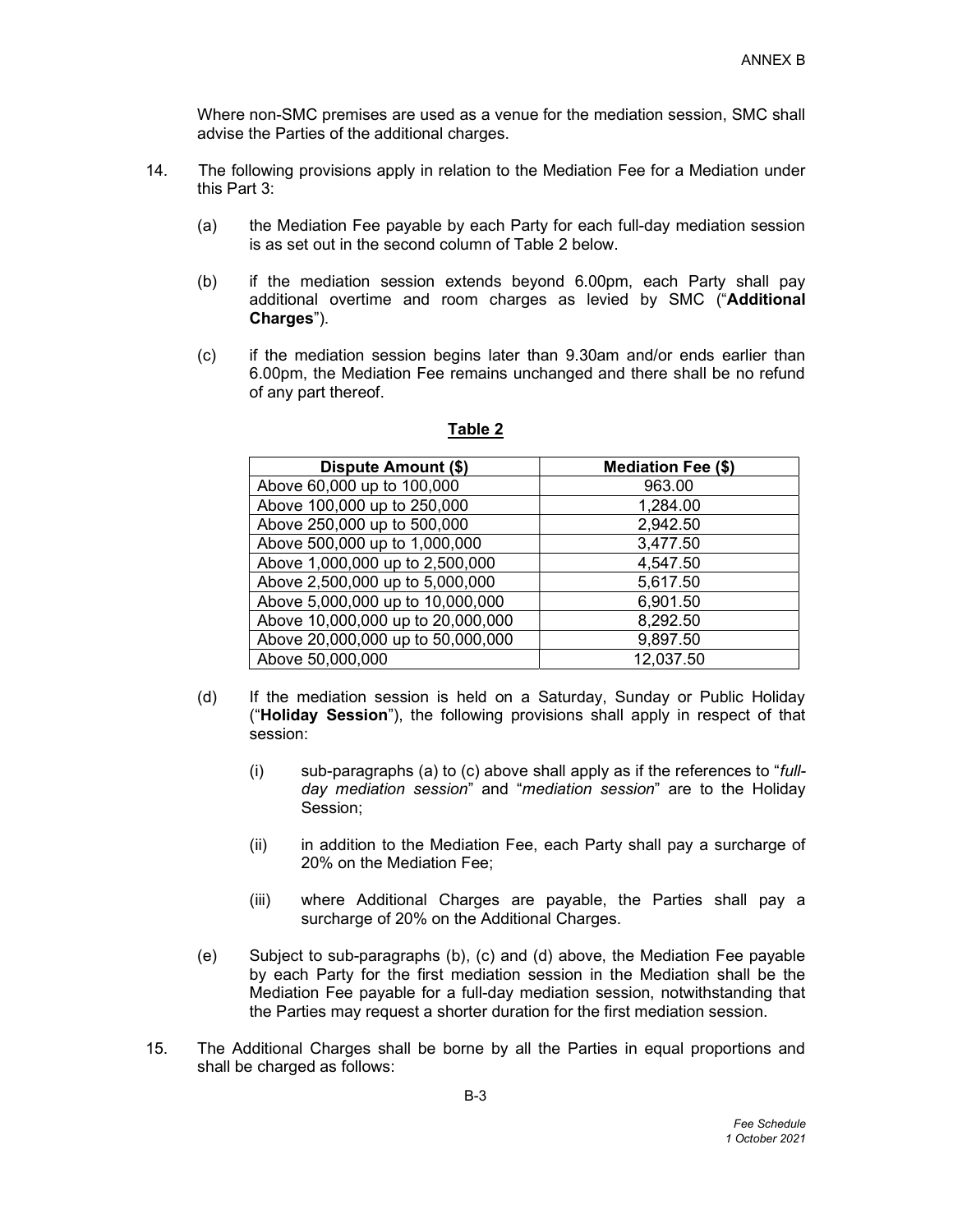Where non-SMC premises are used as a venue for the mediation session, SMC shall advise the Parties of the additional charges.

14. The following provisions apply in relation to the Mediation Fee for a Mediation under this Part 3:

    (a) the Mediation Fee payable by each Party for each full-day mediation session is as set out in the second column of Table 2 below.

    (b) if the mediation session extends beyond 6.00pm, each Party shall pay additional overtime and room charges as levied by SMC ("**Additional Charges**").

    (c) if the mediation session begins later than 9.30am and/or ends earlier than 6.00pm, the Mediation Fee remains unchanged and there shall be no refund of any part thereof.

**Table 2**

| Dispute Amount ($) | Mediation Fee ($) |
| --- | --- |
| Above 60,000 up to 100,000 | 963.00 |
| Above 100,000 up to 250,000 | 1,284.00 |
| Above 250,000 up to 500,000 | 2,942.50 |
| Above 500,000 up to 1,000,000 | 3,477.50 |
| Above 1,000,000 up to 2,500,000 | 4,547.50 |
| Above 2,500,000 up to 5,000,000 | 5,617.50 |
| Above 5,000,000 up to 10,000,000 | 6,901.50 |
| Above 10,000,000 up to 20,000,000 | 8,292.50 |
| Above 20,000,000 up to 50,000,000 | 9,897.50 |
| Above 50,000,000 | 12,037.50 |

    (d) If the mediation session is held on a Saturday, Sunday or Public Holiday ("**Holiday Session**"), the following provisions shall apply in respect of that session:

        (i) sub-paragraphs (a) to (c) above shall apply as if the references to "*full-day mediation session*" and "*mediation session*" are to the Holiday Session;

        (ii) in addition to the Mediation Fee, each Party shall pay a surcharge of 20% on the Mediation Fee;

        (iii) where Additional Charges are payable, the Parties shall pay a surcharge of 20% on the Additional Charges.

    (e) Subject to sub-paragraphs (b), (c) and (d) above, the Mediation Fee payable by each Party for the first mediation session in the Mediation shall be the Mediation Fee payable for a full-day mediation session, notwithstanding that the Parties may request a shorter duration for the first mediation session.

15. The Additional Charges shall be borne by all the Parties in equal proportions and shall be charged as follows: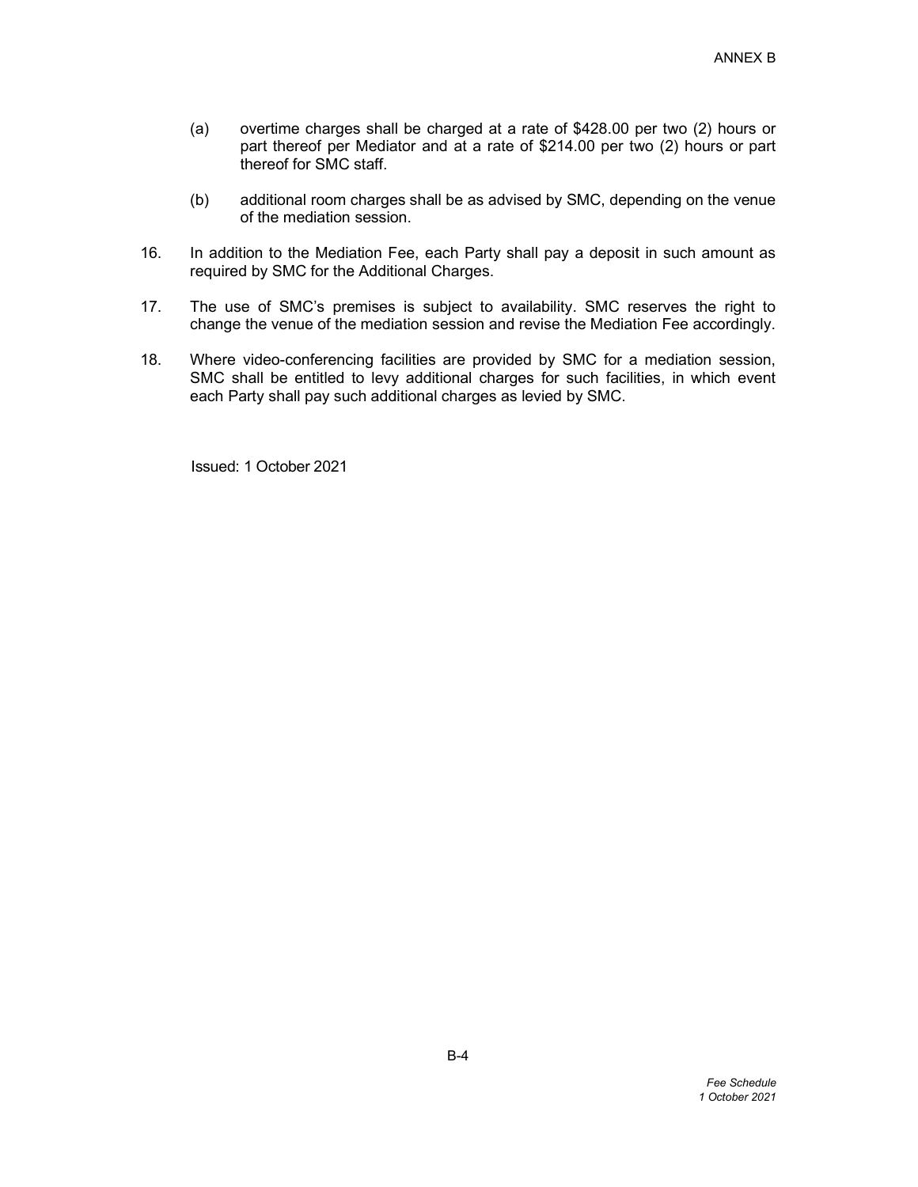(a) overtime charges shall be charged at a rate of $428.00 per two (2) hours or part thereof per Mediator and at a rate of $214.00 per two (2) hours or part thereof for SMC staff.

(b) additional room charges shall be as advised by SMC, depending on the venue of the mediation session.

16. In addition to the Mediation Fee, each Party shall pay a deposit in such amount as required by SMC for the Additional Charges.

17. The use of SMC's premises is subject to availability. SMC reserves the right to change the venue of the mediation session and revise the Mediation Fee accordingly.

18. Where video-conferencing facilities are provided by SMC for a mediation session, SMC shall be entitled to levy additional charges for such facilities, in which event each Party shall pay such additional charges as levied by SMC.

Issued: 1 October 2021